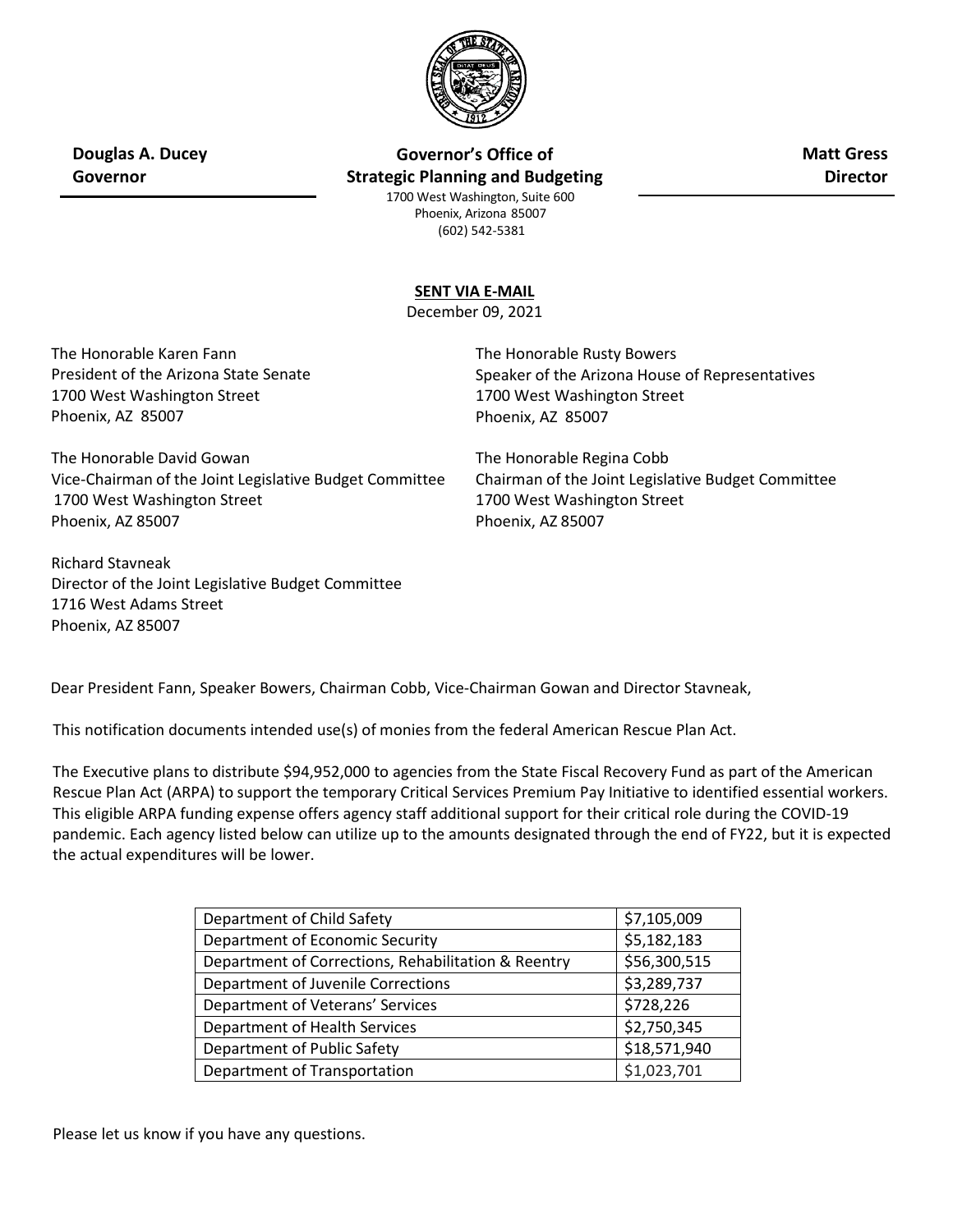**Douglas A. Ducey**
**Governor**

**Governor's Office of**
**Strategic Planning and Budgeting**
1700 West Washington, Suite 600
Phoenix, Arizona 85007
(602) 542-5381

**Matt Gress**
**Director**

**SENT VIA E-MAIL**
December 09, 2021

The Honorable Karen Fann
President of the Arizona State Senate
1700 West Washington Street
Phoenix, AZ 85007

The Honorable Rusty Bowers
Speaker of the Arizona House of Representatives
1700 West Washington Street
Phoenix, AZ 85007

The Honorable David Gowan
Vice-Chairman of the Joint Legislative Budget Committee
1700 West Washington Street
Phoenix, AZ 85007

The Honorable Regina Cobb
Chairman of the Joint Legislative Budget Committee
1700 West Washington Street
Phoenix, AZ 85007

Richard Stavneak
Director of the Joint Legislative Budget Committee
1716 West Adams Street
Phoenix, AZ 85007

Dear President Fann, Speaker Bowers, Chairman Cobb, Vice-Chairman Gowan and Director Stavneak,

This notification documents intended use(s) of monies from the federal American Rescue Plan Act.

The Executive plans to distribute $94,952,000 to agencies from the State Fiscal Recovery Fund as part of the American Rescue Plan Act (ARPA) to support the temporary Critical Services Premium Pay Initiative to identified essential workers. This eligible ARPA funding expense offers agency staff additional support for their critical role during the COVID-19 pandemic. Each agency listed below can utilize up to the amounts designated through the end of FY22, but it is expected the actual expenditures will be lower.

| Agency | Amount |
|---|---|
| Department of Child Safety | $7,105,009 |
| Department of Economic Security | $5,182,183 |
| Department of Corrections, Rehabilitation & Reentry | $56,300,515 |
| Department of Juvenile Corrections | $3,289,737 |
| Department of Veterans' Services | $728,226 |
| Department of Health Services | $2,750,345 |
| Department of Public Safety | $18,571,940 |
| Department of Transportation | $1,023,701 |

Please let us know if you have any questions.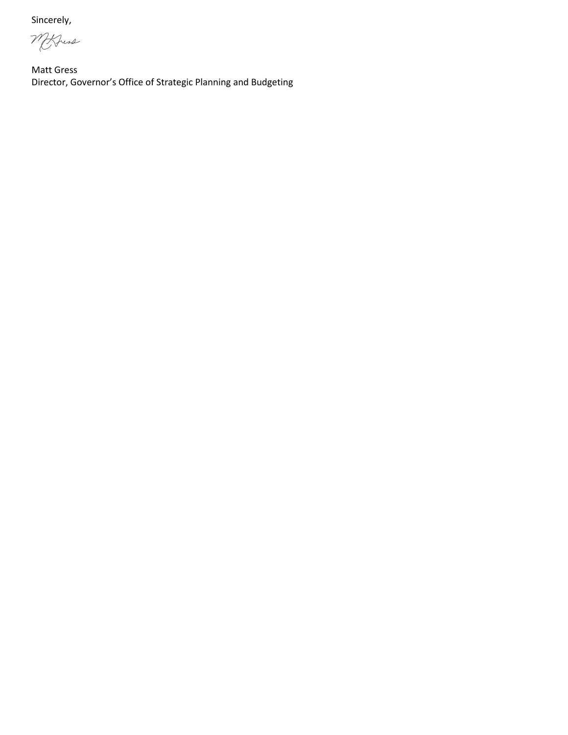Sincerely,

Matt Gress
Director, Governor's Office of Strategic Planning and Budgeting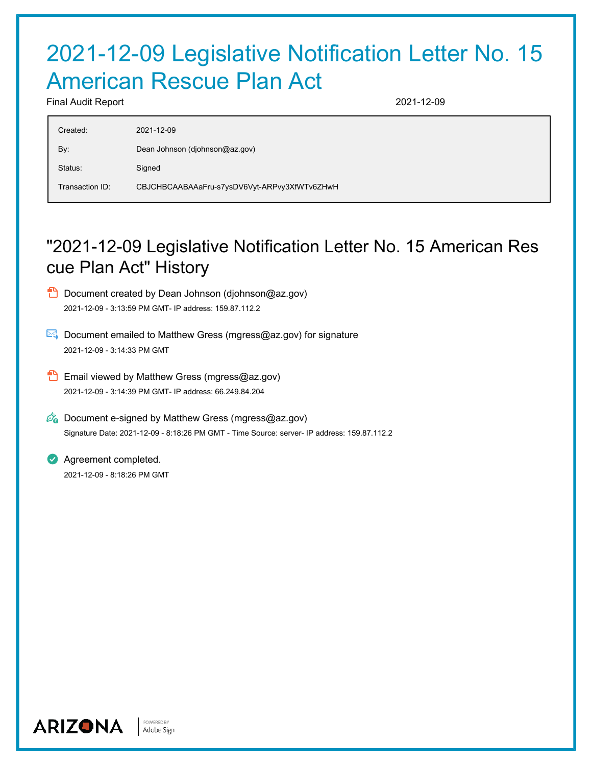# 2021-12-09 Legislative Notification Letter No. 15 American Rescue Plan Act

Final Audit Report 2021-12-09

| | |
|---|---|
| Created: | 2021-12-09 |
| By: | Dean Johnson (djohnson@az.gov) |
| Status: | Signed |
| Transaction ID: | CBJCHBCAABAAaFru-s7ysDV6Vyt-ARPvy3XfWTv6ZHwH |

## "2021-12-09 Legislative Notification Letter No. 15 American Rescue Plan Act" History

- Document created by Dean Johnson (djohnson@az.gov)
  2021-12-09 - 3:13:59 PM GMT- IP address: 159.87.112.2

- Document emailed to Matthew Gress (mgress@az.gov) for signature
  2021-12-09 - 3:14:33 PM GMT

- Email viewed by Matthew Gress (mgress@az.gov)
  2021-12-09 - 3:14:39 PM GMT- IP address: 66.249.84.204

- Document e-signed by Matthew Gress (mgress@az.gov)
  Signature Date: 2021-12-09 - 8:18:26 PM GMT - Time Source: server- IP address: 159.87.112.2

- Agreement completed.
  2021-12-09 - 8:18:26 PM GMT

ARIZONA | POWERED BY Adobe Sign